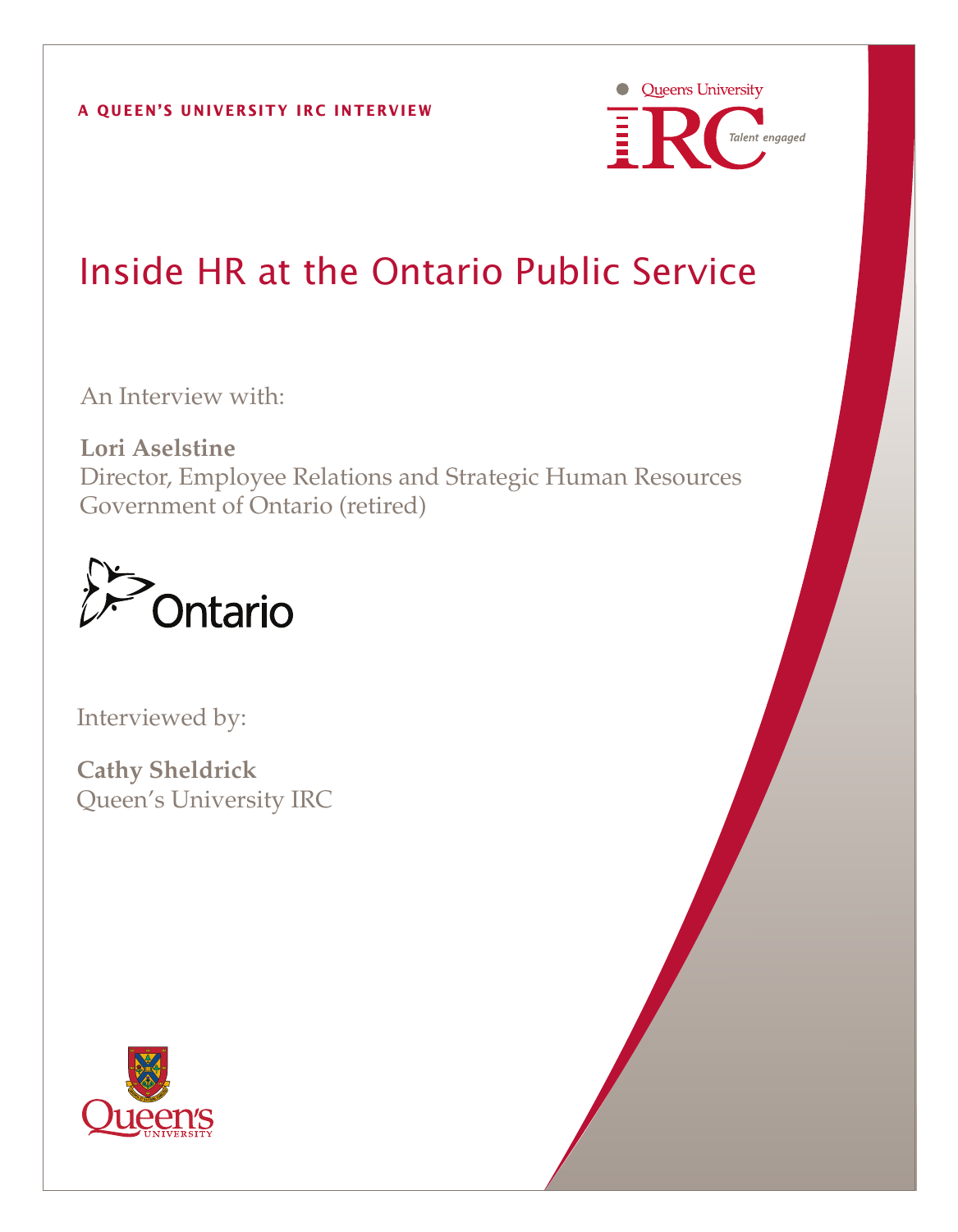A QUEEN'S UNIVERSITY IRC INTERVIEW

# Inside HR at the Ontario Public Service

An Interview with:

**Lori Aselstine**
Director, Employee Relations and Strategic Human Resources
Government of Ontario (retired)

Interviewed by:

**Cathy Sheldrick**
Queen's University IRC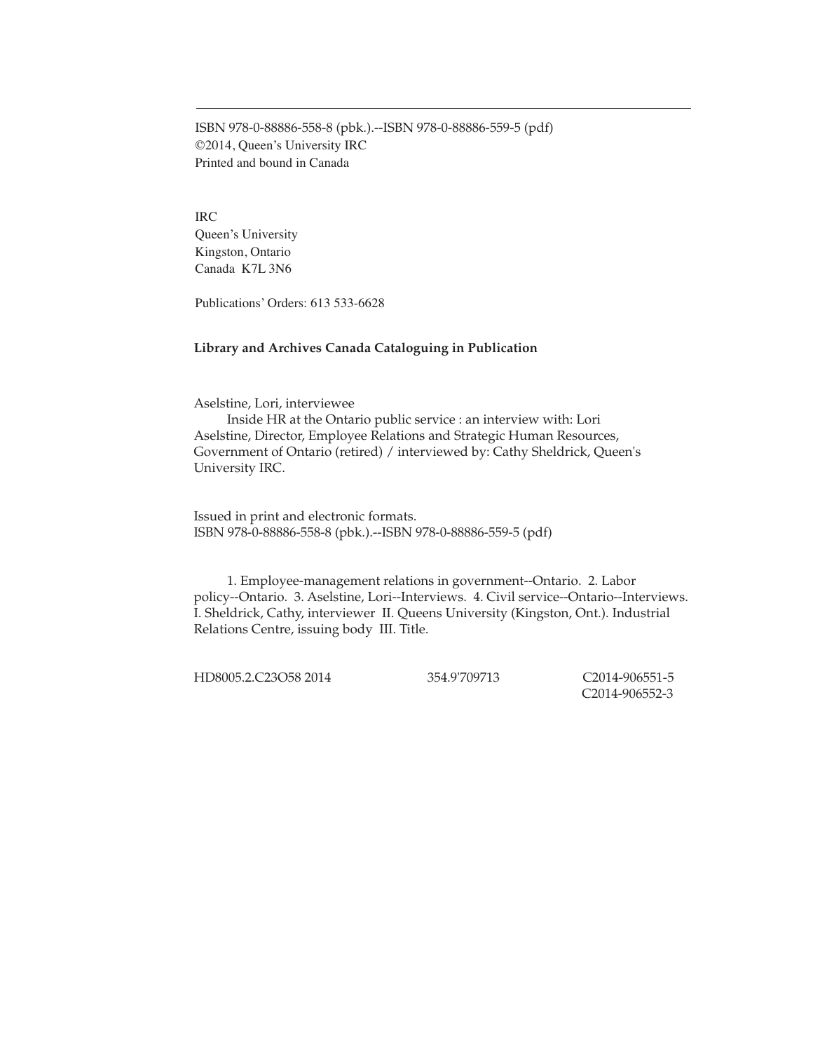ISBN 978-0-88886-558-8 (pbk.).--ISBN 978-0-88886-559-5 (pdf)
©2014, Queen's University IRC
Printed and bound in Canada

IRC
Queen's University
Kingston, Ontario
Canada K7L 3N6

Publications' Orders: 613 533-6628

**Library and Archives Canada Cataloguing in Publication**

Aselstine, Lori, interviewee

Inside HR at the Ontario public service : an interview with: Lori Aselstine, Director, Employee Relations and Strategic Human Resources, Government of Ontario (retired) / interviewed by: Cathy Sheldrick, Queen's University IRC.

Issued in print and electronic formats.
ISBN 978-0-88886-558-8 (pbk.).--ISBN 978-0-88886-559-5 (pdf)

1. Employee-management relations in government--Ontario. 2. Labor policy--Ontario. 3. Aselstine, Lori--Interviews. 4. Civil service--Ontario--Interviews. I. Sheldrick, Cathy, interviewer II. Queens University (Kingston, Ont.). Industrial Relations Centre, issuing body III. Title.

HD8005.2.C23O58 2014 354.9'709713 C2014-906551-5
C2014-906552-3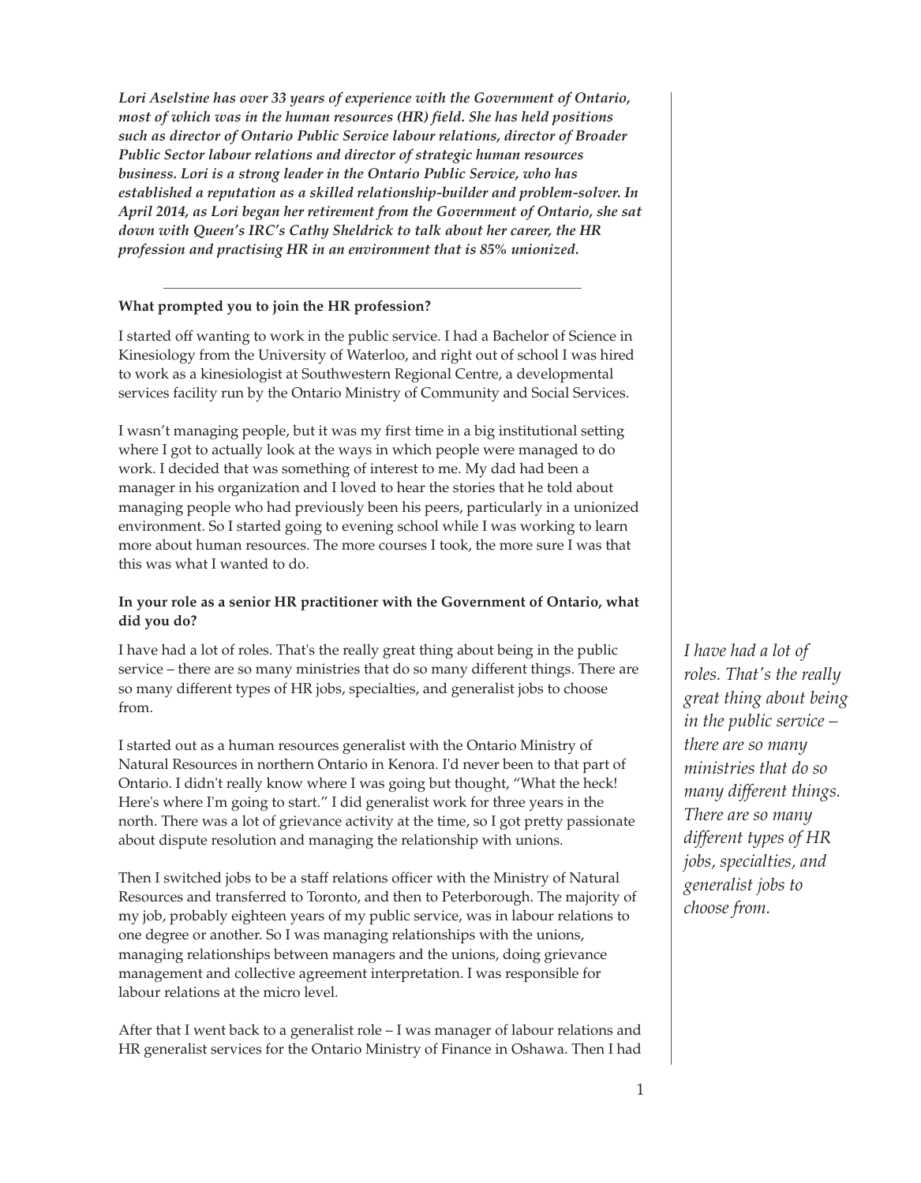***Lori Aselstine has over 33 years of experience with the Government of Ontario, most of which was in the human resources (HR) field. She has held positions such as director of Ontario Public Service labour relations, director of Broader Public Sector labour relations and director of strategic human resources business. Lori is a strong leader in the Ontario Public Service, who has established a reputation as a skilled relationship-builder and problem-solver. In April 2014, as Lori began her retirement from the Government of Ontario, she sat down with Queen's IRC's Cathy Sheldrick to talk about her career, the HR profession and practising HR in an environment that is 85% unionized.***

---

**What prompted you to join the HR profession?**

I started off wanting to work in the public service. I had a Bachelor of Science in Kinesiology from the University of Waterloo, and right out of school I was hired to work as a kinesiologist at Southwestern Regional Centre, a developmental services facility run by the Ontario Ministry of Community and Social Services.

I wasn't managing people, but it was my first time in a big institutional setting where I got to actually look at the ways in which people were managed to do work. I decided that was something of interest to me. My dad had been a manager in his organization and I loved to hear the stories that he told about managing people who had previously been his peers, particularly in a unionized environment. So I started going to evening school while I was working to learn more about human resources. The more courses I took, the more sure I was that this was what I wanted to do.

**In your role as a senior HR practitioner with the Government of Ontario, what did you do?**

I have had a lot of roles. That's the really great thing about being in the public service – there are so many ministries that do so many different things. There are so many different types of HR jobs, specialties, and generalist jobs to choose from.

*I have had a lot of roles. That's the really great thing about being in the public service – there are so many ministries that do so many different things. There are so many different types of HR jobs, specialties, and generalist jobs to choose from.*

I started out as a human resources generalist with the Ontario Ministry of Natural Resources in northern Ontario in Kenora. I'd never been to that part of Ontario. I didn't really know where I was going but thought, "What the heck! Here's where I'm going to start." I did generalist work for three years in the north. There was a lot of grievance activity at the time, so I got pretty passionate about dispute resolution and managing the relationship with unions.

Then I switched jobs to be a staff relations officer with the Ministry of Natural Resources and transferred to Toronto, and then to Peterborough. The majority of my job, probably eighteen years of my public service, was in labour relations to one degree or another. So I was managing relationships with the unions, managing relationships between managers and the unions, doing grievance management and collective agreement interpretation. I was responsible for labour relations at the micro level.

After that I went back to a generalist role – I was manager of labour relations and HR generalist services for the Ontario Ministry of Finance in Oshawa. Then I had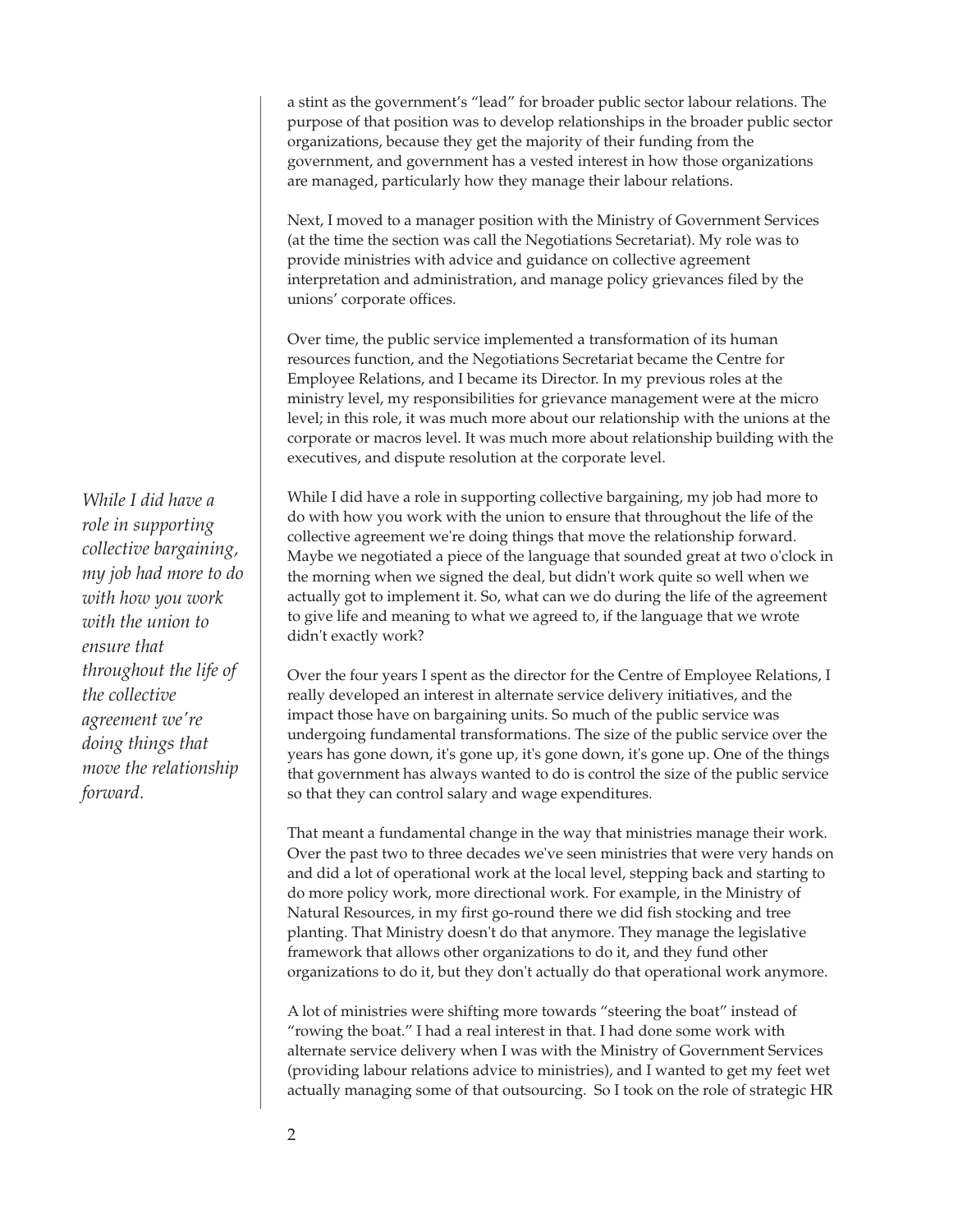a stint as the government's "lead" for broader public sector labour relations. The purpose of that position was to develop relationships in the broader public sector organizations, because they get the majority of their funding from the government, and government has a vested interest in how those organizations are managed, particularly how they manage their labour relations.

Next, I moved to a manager position with the Ministry of Government Services (at the time the section was call the Negotiations Secretariat). My role was to provide ministries with advice and guidance on collective agreement interpretation and administration, and manage policy grievances filed by the unions' corporate offices.

Over time, the public service implemented a transformation of its human resources function, and the Negotiations Secretariat became the Centre for Employee Relations, and I became its Director. In my previous roles at the ministry level, my responsibilities for grievance management were at the micro level; in this role, it was much more about our relationship with the unions at the corporate or macros level. It was much more about relationship building with the executives, and dispute resolution at the corporate level.

*While I did have a role in supporting collective bargaining, my job had more to do with how you work with the union to ensure that throughout the life of the collective agreement we're doing things that move the relationship forward.*

While I did have a role in supporting collective bargaining, my job had more to do with how you work with the union to ensure that throughout the life of the collective agreement we're doing things that move the relationship forward. Maybe we negotiated a piece of the language that sounded great at two o'clock in the morning when we signed the deal, but didn't work quite so well when we actually got to implement it. So, what can we do during the life of the agreement to give life and meaning to what we agreed to, if the language that we wrote didn't exactly work?

Over the four years I spent as the director for the Centre of Employee Relations, I really developed an interest in alternate service delivery initiatives, and the impact those have on bargaining units. So much of the public service was undergoing fundamental transformations. The size of the public service over the years has gone down, it's gone up, it's gone down, it's gone up. One of the things that government has always wanted to do is control the size of the public service so that they can control salary and wage expenditures.

That meant a fundamental change in the way that ministries manage their work. Over the past two to three decades we've seen ministries that were very hands on and did a lot of operational work at the local level, stepping back and starting to do more policy work, more directional work. For example, in the Ministry of Natural Resources, in my first go-round there we did fish stocking and tree planting. That Ministry doesn't do that anymore. They manage the legislative framework that allows other organizations to do it, and they fund other organizations to do it, but they don't actually do that operational work anymore.

A lot of ministries were shifting more towards "steering the boat" instead of "rowing the boat." I had a real interest in that. I had done some work with alternate service delivery when I was with the Ministry of Government Services (providing labour relations advice to ministries), and I wanted to get my feet wet actually managing some of that outsourcing. So I took on the role of strategic HR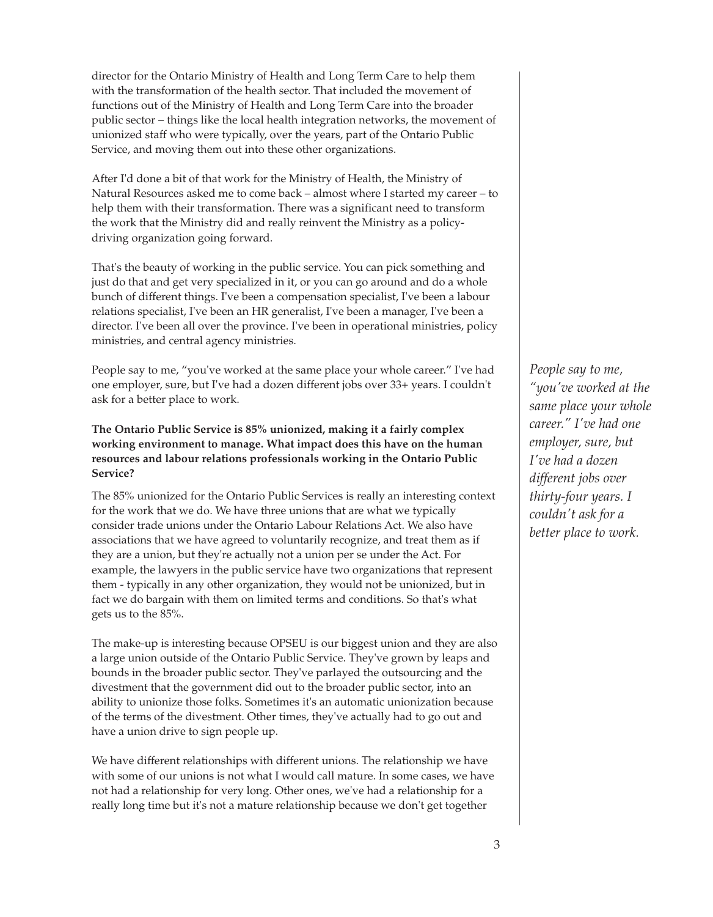director for the Ontario Ministry of Health and Long Term Care to help them with the transformation of the health sector. That included the movement of functions out of the Ministry of Health and Long Term Care into the broader public sector – things like the local health integration networks, the movement of unionized staff who were typically, over the years, part of the Ontario Public Service, and moving them out into these other organizations.

After I'd done a bit of that work for the Ministry of Health, the Ministry of Natural Resources asked me to come back – almost where I started my career – to help them with their transformation. There was a significant need to transform the work that the Ministry did and really reinvent the Ministry as a policy-driving organization going forward.

That's the beauty of working in the public service. You can pick something and just do that and get very specialized in it, or you can go around and do a whole bunch of different things. I've been a compensation specialist, I've been a labour relations specialist, I've been an HR generalist, I've been a manager, I've been a director. I've been all over the province. I've been in operational ministries, policy ministries, and central agency ministries.

People say to me, "you've worked at the same place your whole career." I've had one employer, sure, but I've had a dozen different jobs over 33+ years. I couldn't ask for a better place to work.

*People say to me, "you've worked at the same place your whole career." I've had one employer, sure, but I've had a dozen different jobs over thirty-four years. I couldn't ask for a better place to work.*

**The Ontario Public Service is 85% unionized, making it a fairly complex working environment to manage. What impact does this have on the human resources and labour relations professionals working in the Ontario Public Service?**

The 85% unionized for the Ontario Public Services is really an interesting context for the work that we do. We have three unions that are what we typically consider trade unions under the Ontario Labour Relations Act. We also have associations that we have agreed to voluntarily recognize, and treat them as if they are a union, but they're actually not a union per se under the Act. For example, the lawyers in the public service have two organizations that represent them - typically in any other organization, they would not be unionized, but in fact we do bargain with them on limited terms and conditions. So that's what gets us to the 85%.

The make-up is interesting because OPSEU is our biggest union and they are also a large union outside of the Ontario Public Service. They've grown by leaps and bounds in the broader public sector. They've parlayed the outsourcing and the divestment that the government did out to the broader public sector, into an ability to unionize those folks. Sometimes it's an automatic unionization because of the terms of the divestment. Other times, they've actually had to go out and have a union drive to sign people up.

We have different relationships with different unions. The relationship we have with some of our unions is not what I would call mature. In some cases, we have not had a relationship for very long. Other ones, we've had a relationship for a really long time but it's not a mature relationship because we don't get together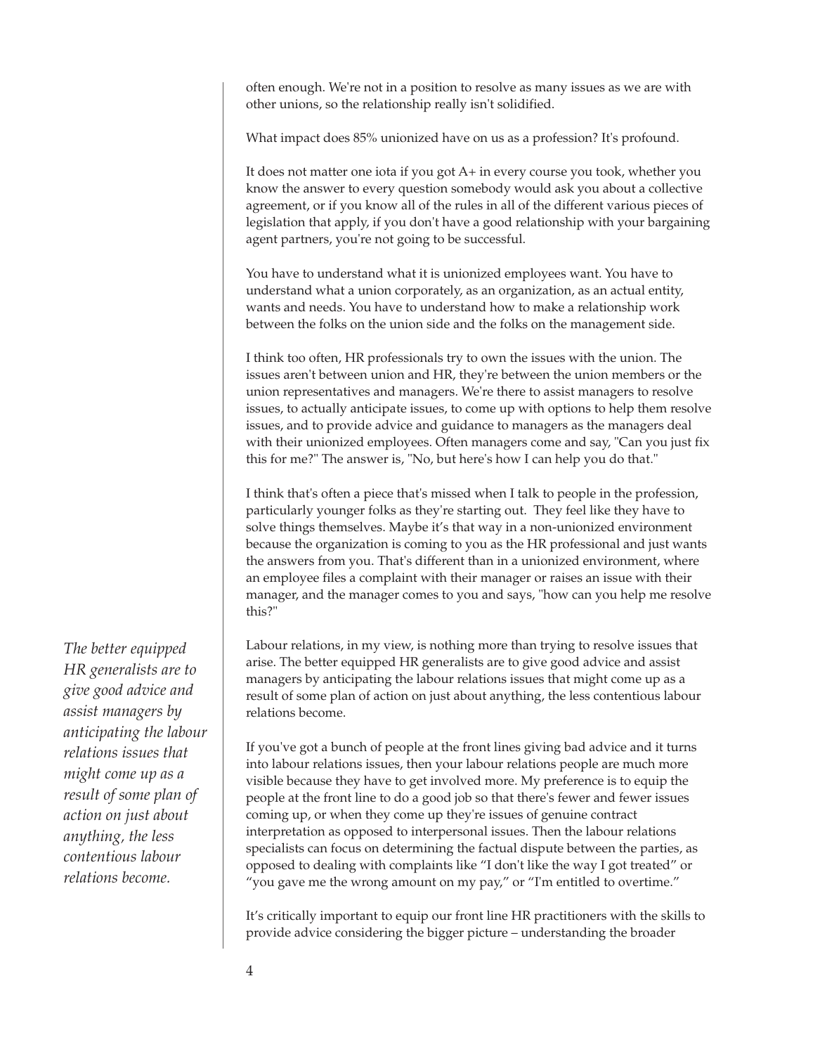often enough. We're not in a position to resolve as many issues as we are with other unions, so the relationship really isn't solidified.

What impact does 85% unionized have on us as a profession? It's profound.

It does not matter one iota if you got A+ in every course you took, whether you know the answer to every question somebody would ask you about a collective agreement, or if you know all of the rules in all of the different various pieces of legislation that apply, if you don't have a good relationship with your bargaining agent partners, you're not going to be successful.

You have to understand what it is unionized employees want. You have to understand what a union corporately, as an organization, as an actual entity, wants and needs. You have to understand how to make a relationship work between the folks on the union side and the folks on the management side.

I think too often, HR professionals try to own the issues with the union. The issues aren't between union and HR, they're between the union members or the union representatives and managers. We're there to assist managers to resolve issues, to actually anticipate issues, to come up with options to help them resolve issues, and to provide advice and guidance to managers as the managers deal with their unionized employees. Often managers come and say, "Can you just fix this for me?" The answer is, "No, but here's how I can help you do that."

I think that's often a piece that's missed when I talk to people in the profession, particularly younger folks as they're starting out. They feel like they have to solve things themselves. Maybe it's that way in a non-unionized environment because the organization is coming to you as the HR professional and just wants the answers from you. That's different than in a unionized environment, where an employee files a complaint with their manager or raises an issue with their manager, and the manager comes to you and says, "how can you help me resolve this?"

*The better equipped HR generalists are to give good advice and assist managers by anticipating the labour relations issues that might come up as a result of some plan of action on just about anything, the less contentious labour relations become.*

Labour relations, in my view, is nothing more than trying to resolve issues that arise. The better equipped HR generalists are to give good advice and assist managers by anticipating the labour relations issues that might come up as a result of some plan of action on just about anything, the less contentious labour relations become.

If you've got a bunch of people at the front lines giving bad advice and it turns into labour relations issues, then your labour relations people are much more visible because they have to get involved more. My preference is to equip the people at the front line to do a good job so that there's fewer and fewer issues coming up, or when they come up they're issues of genuine contract interpretation as opposed to interpersonal issues. Then the labour relations specialists can focus on determining the factual dispute between the parties, as opposed to dealing with complaints like "I don't like the way I got treated" or "you gave me the wrong amount on my pay," or "I'm entitled to overtime."

It's critically important to equip our front line HR practitioners with the skills to provide advice considering the bigger picture – understanding the broader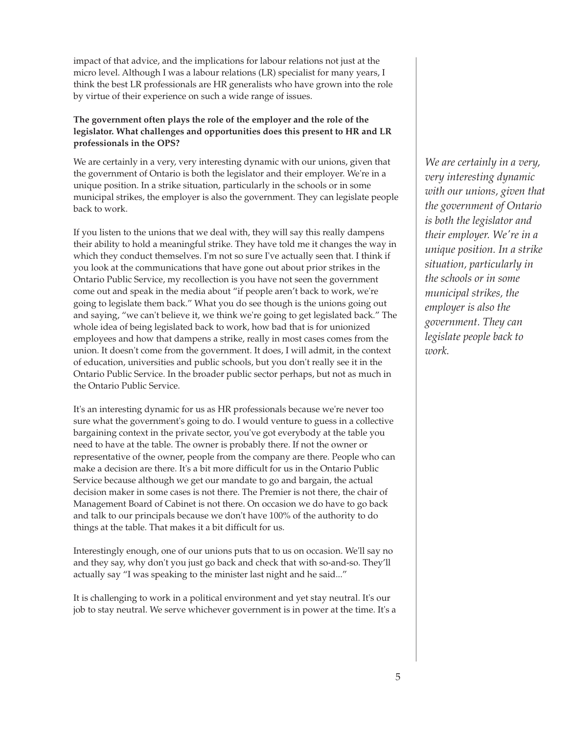impact of that advice, and the implications for labour relations not just at the micro level. Although I was a labour relations (LR) specialist for many years, I think the best LR professionals are HR generalists who have grown into the role by virtue of their experience on such a wide range of issues.

**The government often plays the role of the employer and the role of the legislator. What challenges and opportunities does this present to HR and LR professionals in the OPS?**

We are certainly in a very, very interesting dynamic with our unions, given that the government of Ontario is both the legislator and their employer. We're in a unique position. In a strike situation, particularly in the schools or in some municipal strikes, the employer is also the government. They can legislate people back to work.

*We are certainly in a very, very interesting dynamic with our unions, given that the government of Ontario is both the legislator and their employer. We're in a unique position. In a strike situation, particularly in the schools or in some municipal strikes, the employer is also the government. They can legislate people back to work.*

If you listen to the unions that we deal with, they will say this really dampens their ability to hold a meaningful strike. They have told me it changes the way in which they conduct themselves. I'm not so sure I've actually seen that. I think if you look at the communications that have gone out about prior strikes in the Ontario Public Service, my recollection is you have not seen the government come out and speak in the media about "if people aren't back to work, we're going to legislate them back." What you do see though is the unions going out and saying, "we can't believe it, we think we're going to get legislated back." The whole idea of being legislated back to work, how bad that is for unionized employees and how that dampens a strike, really in most cases comes from the union. It doesn't come from the government. It does, I will admit, in the context of education, universities and public schools, but you don't really see it in the Ontario Public Service. In the broader public sector perhaps, but not as much in the Ontario Public Service.

It's an interesting dynamic for us as HR professionals because we're never too sure what the government's going to do. I would venture to guess in a collective bargaining context in the private sector, you've got everybody at the table you need to have at the table. The owner is probably there. If not the owner or representative of the owner, people from the company are there. People who can make a decision are there. It's a bit more difficult for us in the Ontario Public Service because although we get our mandate to go and bargain, the actual decision maker in some cases is not there. The Premier is not there, the chair of Management Board of Cabinet is not there. On occasion we do have to go back and talk to our principals because we don't have 100% of the authority to do things at the table. That makes it a bit difficult for us.

Interestingly enough, one of our unions puts that to us on occasion. We'll say no and they say, why don't you just go back and check that with so-and-so. They'll actually say "I was speaking to the minister last night and he said..."

It is challenging to work in a political environment and yet stay neutral. It's our job to stay neutral. We serve whichever government is in power at the time. It's a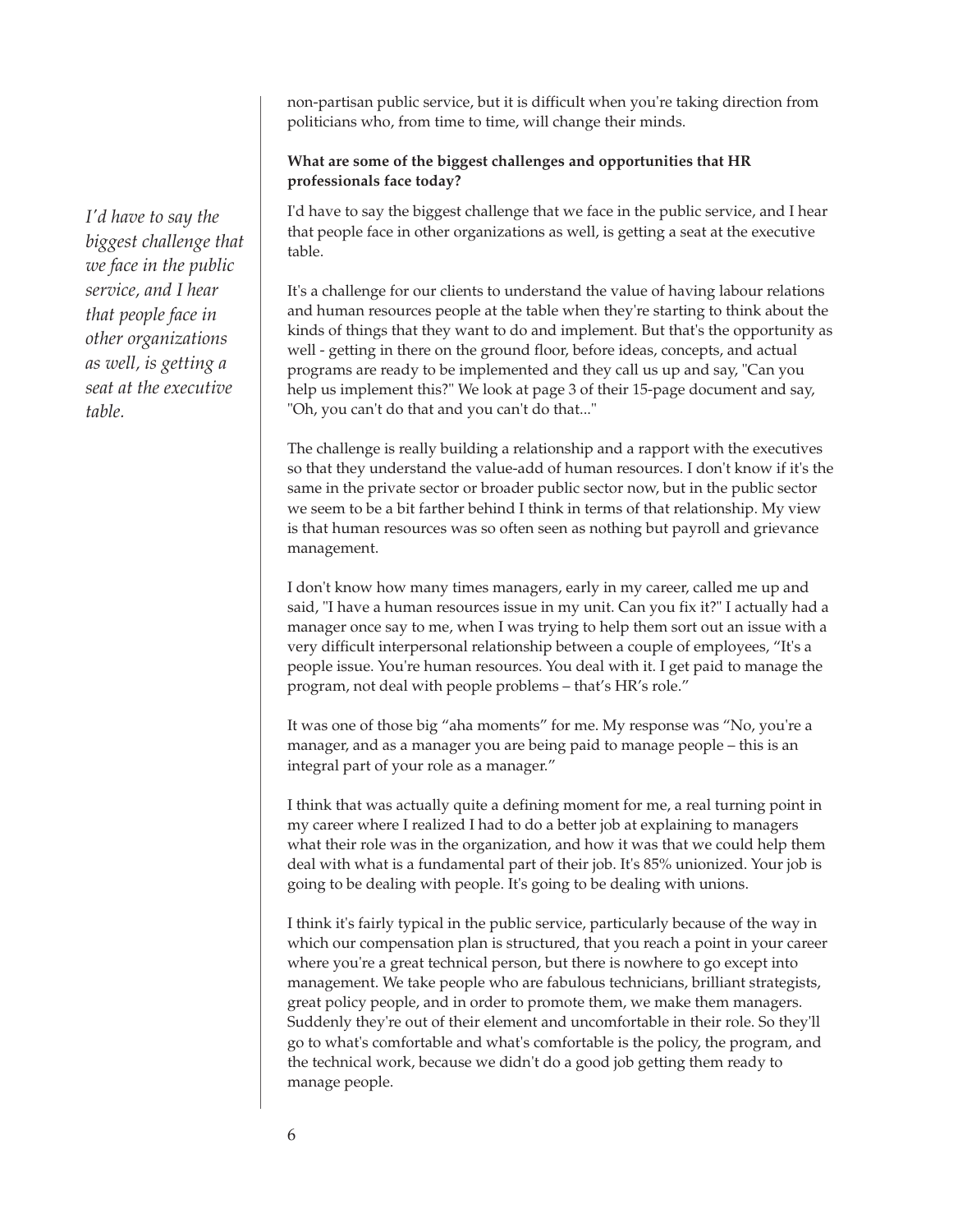non-partisan public service, but it is difficult when you're taking direction from politicians who, from time to time, will change their minds.

**What are some of the biggest challenges and opportunities that HR professionals face today?**

*I'd have to say the biggest challenge that we face in the public service, and I hear that people face in other organizations as well, is getting a seat at the executive table.*

I'd have to say the biggest challenge that we face in the public service, and I hear that people face in other organizations as well, is getting a seat at the executive table.

It's a challenge for our clients to understand the value of having labour relations and human resources people at the table when they're starting to think about the kinds of things that they want to do and implement. But that's the opportunity as well - getting in there on the ground floor, before ideas, concepts, and actual programs are ready to be implemented and they call us up and say, "Can you help us implement this?" We look at page 3 of their 15-page document and say, "Oh, you can't do that and you can't do that..."

The challenge is really building a relationship and a rapport with the executives so that they understand the value-add of human resources. I don't know if it's the same in the private sector or broader public sector now, but in the public sector we seem to be a bit farther behind I think in terms of that relationship. My view is that human resources was so often seen as nothing but payroll and grievance management.

I don't know how many times managers, early in my career, called me up and said, "I have a human resources issue in my unit. Can you fix it?" I actually had a manager once say to me, when I was trying to help them sort out an issue with a very difficult interpersonal relationship between a couple of employees, "It's a people issue. You're human resources. You deal with it. I get paid to manage the program, not deal with people problems – that's HR's role."

It was one of those big "aha moments" for me. My response was "No, you're a manager, and as a manager you are being paid to manage people – this is an integral part of your role as a manager."

I think that was actually quite a defining moment for me, a real turning point in my career where I realized I had to do a better job at explaining to managers what their role was in the organization, and how it was that we could help them deal with what is a fundamental part of their job. It's 85% unionized. Your job is going to be dealing with people. It's going to be dealing with unions.

I think it's fairly typical in the public service, particularly because of the way in which our compensation plan is structured, that you reach a point in your career where you're a great technical person, but there is nowhere to go except into management. We take people who are fabulous technicians, brilliant strategists, great policy people, and in order to promote them, we make them managers. Suddenly they're out of their element and uncomfortable in their role. So they'll go to what's comfortable and what's comfortable is the policy, the program, and the technical work, because we didn't do a good job getting them ready to manage people.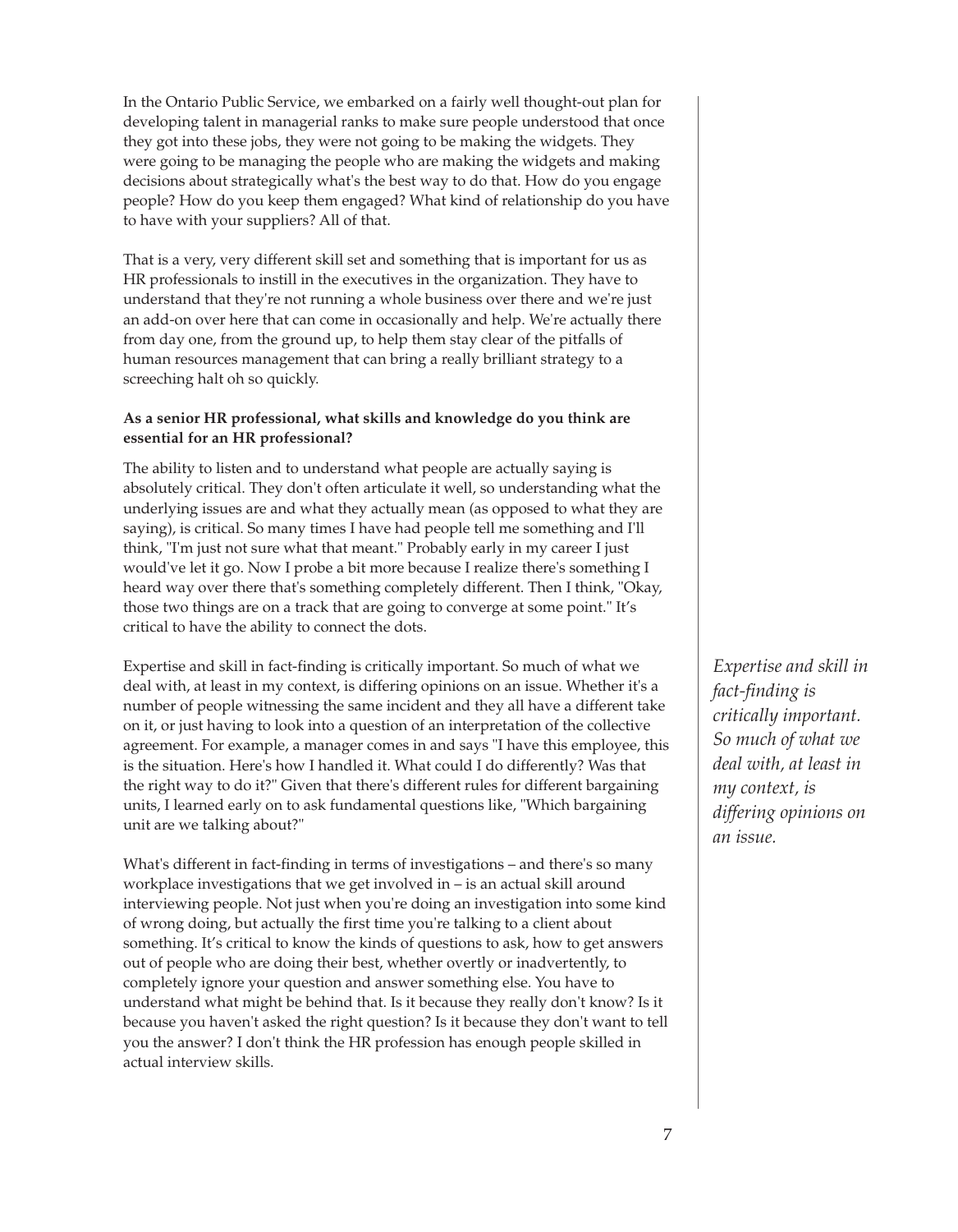In the Ontario Public Service, we embarked on a fairly well thought-out plan for developing talent in managerial ranks to make sure people understood that once they got into these jobs, they were not going to be making the widgets. They were going to be managing the people who are making the widgets and making decisions about strategically what's the best way to do that. How do you engage people? How do you keep them engaged? What kind of relationship do you have to have with your suppliers? All of that.

That is a very, very different skill set and something that is important for us as HR professionals to instill in the executives in the organization. They have to understand that they're not running a whole business over there and we're just an add-on over here that can come in occasionally and help. We're actually there from day one, from the ground up, to help them stay clear of the pitfalls of human resources management that can bring a really brilliant strategy to a screeching halt oh so quickly.

**As a senior HR professional, what skills and knowledge do you think are essential for an HR professional?**

The ability to listen and to understand what people are actually saying is absolutely critical. They don't often articulate it well, so understanding what the underlying issues are and what they actually mean (as opposed to what they are saying), is critical. So many times I have had people tell me something and I'll think, "I'm just not sure what that meant." Probably early in my career I just would've let it go. Now I probe a bit more because I realize there's something I heard way over there that's something completely different. Then I think, "Okay, those two things are on a track that are going to converge at some point." It's critical to have the ability to connect the dots.

Expertise and skill in fact-finding is critically important. So much of what we deal with, at least in my context, is differing opinions on an issue. Whether it's a number of people witnessing the same incident and they all have a different take on it, or just having to look into a question of an interpretation of the collective agreement. For example, a manager comes in and says "I have this employee, this is the situation. Here's how I handled it. What could I do differently? Was that the right way to do it?" Given that there's different rules for different bargaining units, I learned early on to ask fundamental questions like, "Which bargaining unit are we talking about?"

*Expertise and skill in fact-finding is critically important. So much of what we deal with, at least in my context, is differing opinions on an issue.*

What's different in fact-finding in terms of investigations – and there's so many workplace investigations that we get involved in – is an actual skill around interviewing people. Not just when you're doing an investigation into some kind of wrong doing, but actually the first time you're talking to a client about something. It's critical to know the kinds of questions to ask, how to get answers out of people who are doing their best, whether overtly or inadvertently, to completely ignore your question and answer something else. You have to understand what might be behind that. Is it because they really don't know? Is it because you haven't asked the right question? Is it because they don't want to tell you the answer? I don't think the HR profession has enough people skilled in actual interview skills.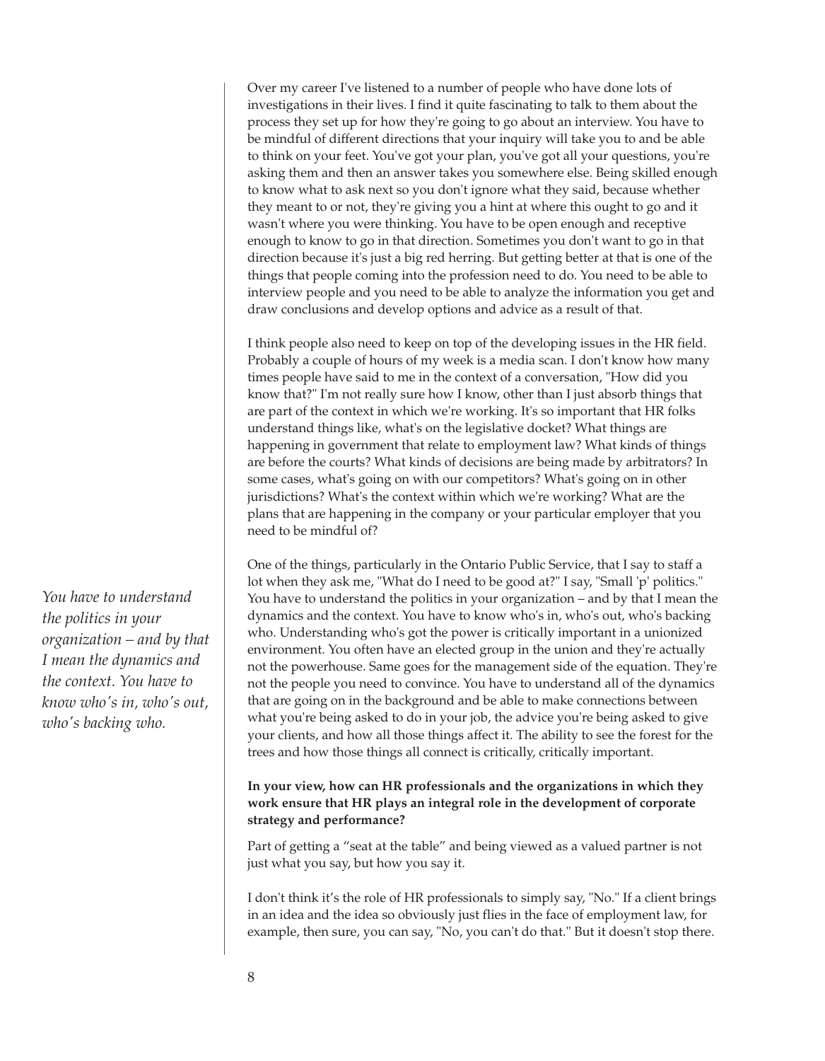Over my career I've listened to a number of people who have done lots of investigations in their lives. I find it quite fascinating to talk to them about the process they set up for how they're going to go about an interview. You have to be mindful of different directions that your inquiry will take you to and be able to think on your feet. You've got your plan, you've got all your questions, you're asking them and then an answer takes you somewhere else. Being skilled enough to know what to ask next so you don't ignore what they said, because whether they meant to or not, they're giving you a hint at where this ought to go and it wasn't where you were thinking. You have to be open enough and receptive enough to know to go in that direction. Sometimes you don't want to go in that direction because it's just a big red herring. But getting better at that is one of the things that people coming into the profession need to do. You need to be able to interview people and you need to be able to analyze the information you get and draw conclusions and develop options and advice as a result of that.

I think people also need to keep on top of the developing issues in the HR field. Probably a couple of hours of my week is a media scan. I don't know how many times people have said to me in the context of a conversation, "How did you know that?" I'm not really sure how I know, other than I just absorb things that are part of the context in which we're working. It's so important that HR folks understand things like, what's on the legislative docket? What things are happening in government that relate to employment law? What kinds of things are before the courts? What kinds of decisions are being made by arbitrators? In some cases, what's going on with our competitors? What's going on in other jurisdictions? What's the context within which we're working? What are the plans that are happening in the company or your particular employer that you need to be mindful of?

*You have to understand the politics in your organization – and by that I mean the dynamics and the context. You have to know who's in, who's out, who's backing who.*

One of the things, particularly in the Ontario Public Service, that I say to staff a lot when they ask me, "What do I need to be good at?" I say, "Small 'p' politics." You have to understand the politics in your organization – and by that I mean the dynamics and the context. You have to know who's in, who's out, who's backing who. Understanding who's got the power is critically important in a unionized environment. You often have an elected group in the union and they're actually not the powerhouse. Same goes for the management side of the equation. They're not the people you need to convince. You have to understand all of the dynamics that are going on in the background and be able to make connections between what you're being asked to do in your job, the advice you're being asked to give your clients, and how all those things affect it. The ability to see the forest for the trees and how those things all connect is critically, critically important.

**In your view, how can HR professionals and the organizations in which they work ensure that HR plays an integral role in the development of corporate strategy and performance?**

Part of getting a "seat at the table" and being viewed as a valued partner is not just what you say, but how you say it.

I don't think it's the role of HR professionals to simply say, "No." If a client brings in an idea and the idea so obviously just flies in the face of employment law, for example, then sure, you can say, "No, you can't do that." But it doesn't stop there.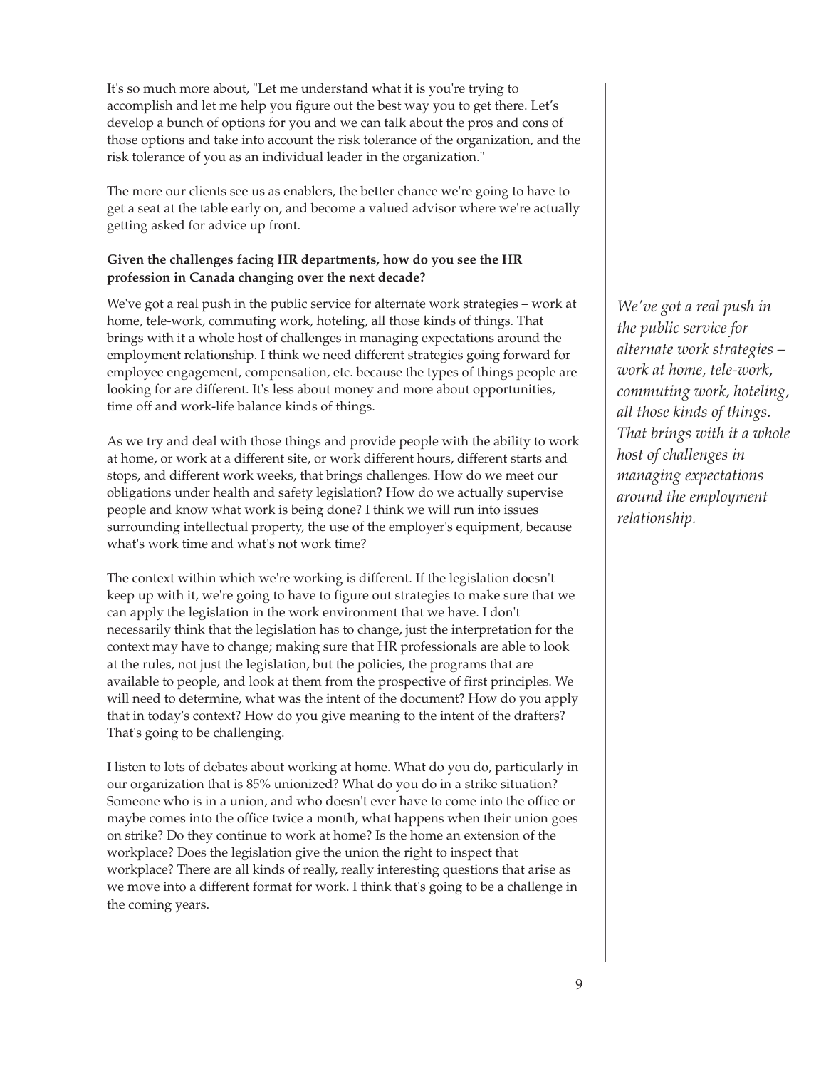It's so much more about, "Let me understand what it is you're trying to accomplish and let me help you figure out the best way you to get there. Let's develop a bunch of options for you and we can talk about the pros and cons of those options and take into account the risk tolerance of the organization, and the risk tolerance of you as an individual leader in the organization."

The more our clients see us as enablers, the better chance we're going to have to get a seat at the table early on, and become a valued advisor where we're actually getting asked for advice up front.

**Given the challenges facing HR departments, how do you see the HR profession in Canada changing over the next decade?**

We've got a real push in the public service for alternate work strategies – work at home, tele-work, commuting work, hoteling, all those kinds of things. That brings with it a whole host of challenges in managing expectations around the employment relationship. I think we need different strategies going forward for employee engagement, compensation, etc. because the types of things people are looking for are different. It's less about money and more about opportunities, time off and work-life balance kinds of things.

*We've got a real push in the public service for alternate work strategies – work at home, tele-work, commuting work, hoteling, all those kinds of things. That brings with it a whole host of challenges in managing expectations around the employment relationship.*

As we try and deal with those things and provide people with the ability to work at home, or work at a different site, or work different hours, different starts and stops, and different work weeks, that brings challenges. How do we meet our obligations under health and safety legislation? How do we actually supervise people and know what work is being done? I think we will run into issues surrounding intellectual property, the use of the employer's equipment, because what's work time and what's not work time?

The context within which we're working is different. If the legislation doesn't keep up with it, we're going to have to figure out strategies to make sure that we can apply the legislation in the work environment that we have. I don't necessarily think that the legislation has to change, just the interpretation for the context may have to change; making sure that HR professionals are able to look at the rules, not just the legislation, but the policies, the programs that are available to people, and look at them from the prospective of first principles. We will need to determine, what was the intent of the document? How do you apply that in today's context? How do you give meaning to the intent of the drafters? That's going to be challenging.

I listen to lots of debates about working at home. What do you do, particularly in our organization that is 85% unionized? What do you do in a strike situation? Someone who is in a union, and who doesn't ever have to come into the office or maybe comes into the office twice a month, what happens when their union goes on strike? Do they continue to work at home? Is the home an extension of the workplace? Does the legislation give the union the right to inspect that workplace? There are all kinds of really, really interesting questions that arise as we move into a different format for work. I think that's going to be a challenge in the coming years.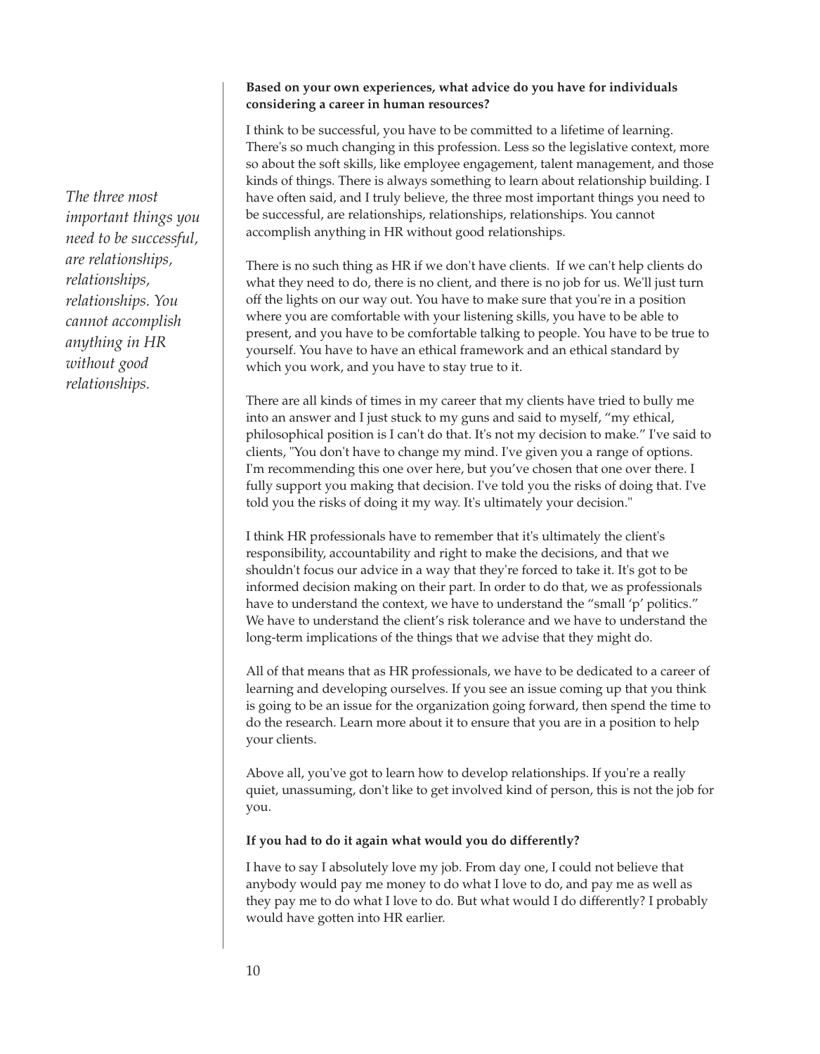*The three most important things you need to be successful, are relationships, relationships, relationships. You cannot accomplish anything in HR without good relationships.*

**Based on your own experiences, what advice do you have for individuals considering a career in human resources?**

I think to be successful, you have to be committed to a lifetime of learning. There's so much changing in this profession. Less so the legislative context, more so about the soft skills, like employee engagement, talent management, and those kinds of things. There is always something to learn about relationship building. I have often said, and I truly believe, the three most important things you need to be successful, are relationships, relationships, relationships. You cannot accomplish anything in HR without good relationships.

There is no such thing as HR if we don't have clients. If we can't help clients do what they need to do, there is no client, and there is no job for us. We'll just turn off the lights on our way out. You have to make sure that you're in a position where you are comfortable with your listening skills, you have to be able to present, and you have to be comfortable talking to people. You have to be true to yourself. You have to have an ethical framework and an ethical standard by which you work, and you have to stay true to it.

There are all kinds of times in my career that my clients have tried to bully me into an answer and I just stuck to my guns and said to myself, "my ethical, philosophical position is I can't do that. It's not my decision to make." I've said to clients, "You don't have to change my mind. I've given you a range of options. I'm recommending this one over here, but you've chosen that one over there. I fully support you making that decision. I've told you the risks of doing that. I've told you the risks of doing it my way. It's ultimately your decision."

I think HR professionals have to remember that it's ultimately the client's responsibility, accountability and right to make the decisions, and that we shouldn't focus our advice in a way that they're forced to take it. It's got to be informed decision making on their part. In order to do that, we as professionals have to understand the context, we have to understand the "small 'p' politics." We have to understand the client's risk tolerance and we have to understand the long-term implications of the things that we advise that they might do.

All of that means that as HR professionals, we have to be dedicated to a career of learning and developing ourselves. If you see an issue coming up that you think is going to be an issue for the organization going forward, then spend the time to do the research. Learn more about it to ensure that you are in a position to help your clients.

Above all, you've got to learn how to develop relationships. If you're a really quiet, unassuming, don't like to get involved kind of person, this is not the job for you.

**If you had to do it again what would you do differently?**

I have to say I absolutely love my job. From day one, I could not believe that anybody would pay me money to do what I love to do, and pay me as well as they pay me to do what I love to do. But what would I do differently? I probably would have gotten into HR earlier.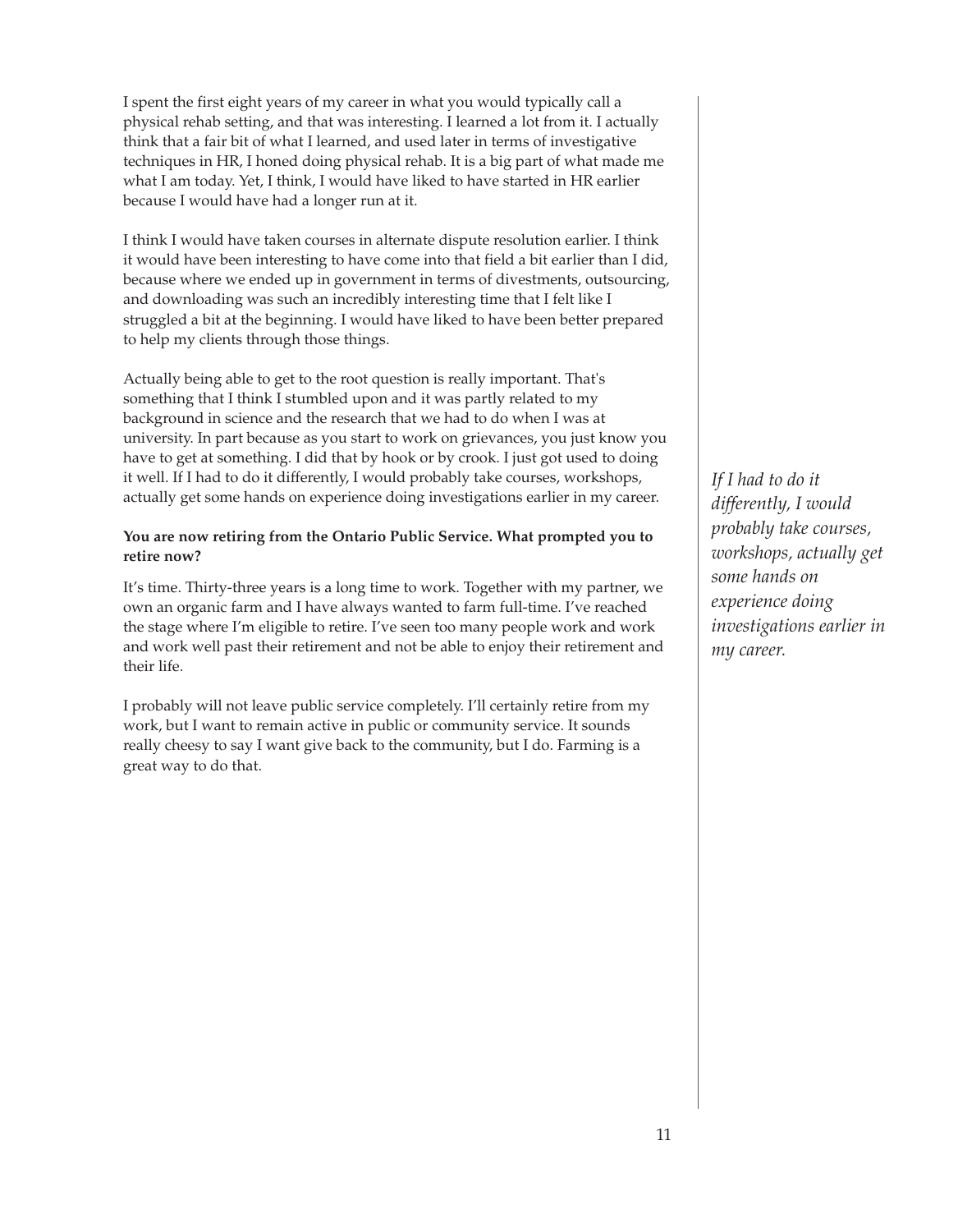I spent the first eight years of my career in what you would typically call a physical rehab setting, and that was interesting. I learned a lot from it. I actually think that a fair bit of what I learned, and used later in terms of investigative techniques in HR, I honed doing physical rehab. It is a big part of what made me what I am today. Yet, I think, I would have liked to have started in HR earlier because I would have had a longer run at it.

I think I would have taken courses in alternate dispute resolution earlier. I think it would have been interesting to have come into that field a bit earlier than I did, because where we ended up in government in terms of divestments, outsourcing, and downloading was such an incredibly interesting time that I felt like I struggled a bit at the beginning. I would have liked to have been better prepared to help my clients through those things.

Actually being able to get to the root question is really important. That's something that I think I stumbled upon and it was partly related to my background in science and the research that we had to do when I was at university. In part because as you start to work on grievances, you just know you have to get at something. I did that by hook or by crook. I just got used to doing it well. If I had to do it differently, I would probably take courses, workshops, actually get some hands on experience doing investigations earlier in my career.

*If I had to do it differently, I would probably take courses, workshops, actually get some hands on experience doing investigations earlier in my career.*

**You are now retiring from the Ontario Public Service. What prompted you to retire now?**

It's time. Thirty-three years is a long time to work. Together with my partner, we own an organic farm and I have always wanted to farm full-time. I've reached the stage where I'm eligible to retire. I've seen too many people work and work and work well past their retirement and not be able to enjoy their retirement and their life.

I probably will not leave public service completely. I'll certainly retire from my work, but I want to remain active in public or community service. It sounds really cheesy to say I want give back to the community, but I do. Farming is a great way to do that.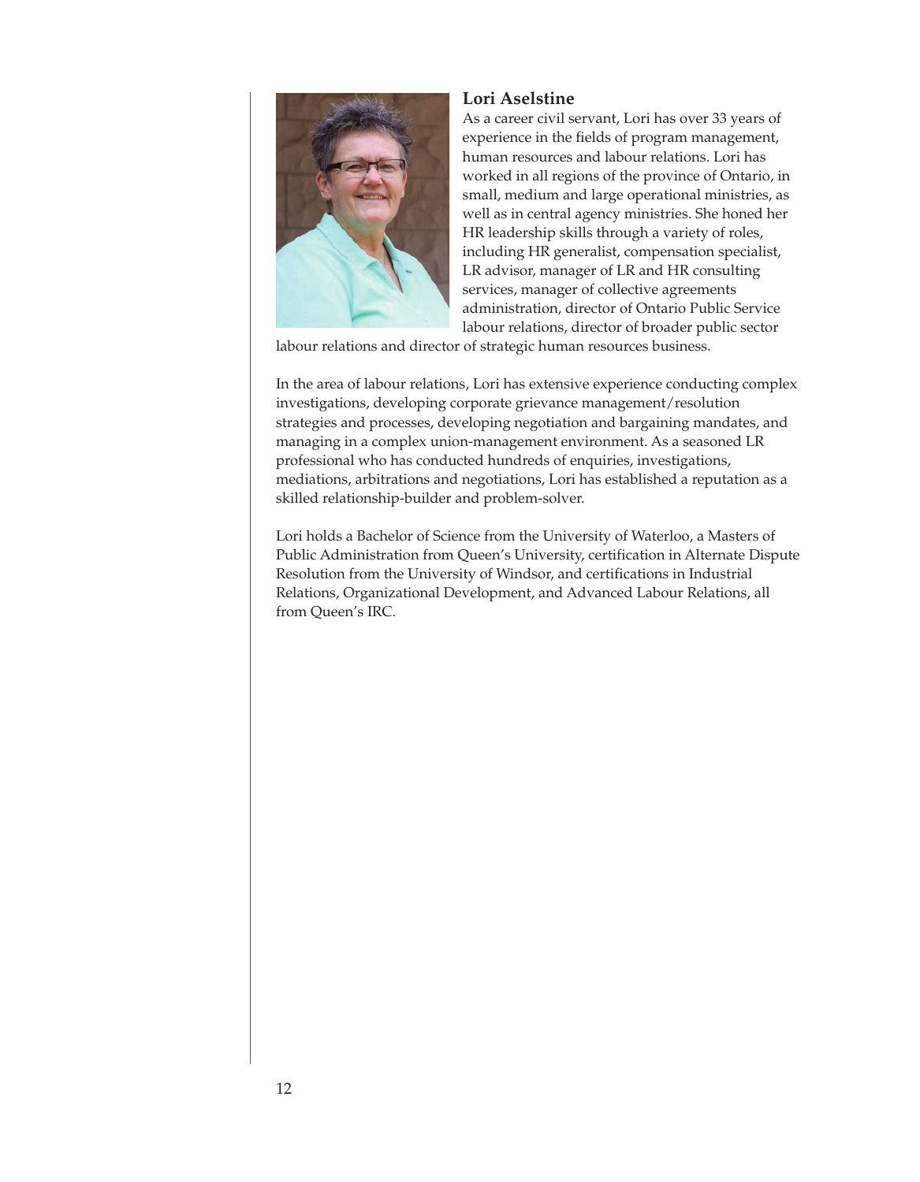**Lori Aselstine**

As a career civil servant, Lori has over 33 years of experience in the fields of program management, human resources and labour relations. Lori has worked in all regions of the province of Ontario, in small, medium and large operational ministries, as well as in central agency ministries. She honed her HR leadership skills through a variety of roles, including HR generalist, compensation specialist, LR advisor, manager of LR and HR consulting services, manager of collective agreements administration, director of Ontario Public Service labour relations, director of broader public sector labour relations and director of strategic human resources business.

In the area of labour relations, Lori has extensive experience conducting complex investigations, developing corporate grievance management/resolution strategies and processes, developing negotiation and bargaining mandates, and managing in a complex union-management environment. As a seasoned LR professional who has conducted hundreds of enquiries, investigations, mediations, arbitrations and negotiations, Lori has established a reputation as a skilled relationship-builder and problem-solver.

Lori holds a Bachelor of Science from the University of Waterloo, a Masters of Public Administration from Queen's University, certification in Alternate Dispute Resolution from the University of Windsor, and certifications in Industrial Relations, Organizational Development, and Advanced Labour Relations, all from Queen's IRC.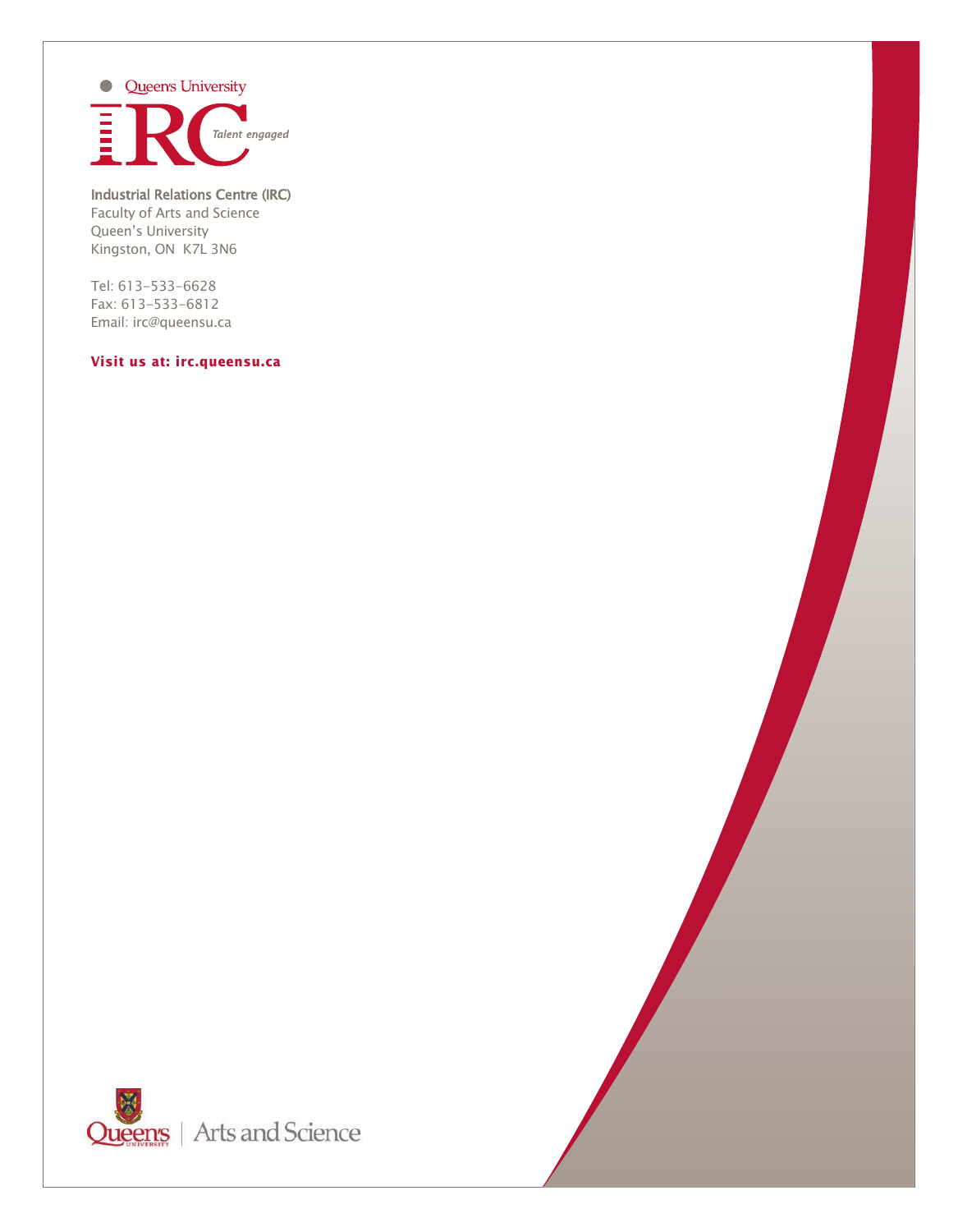Queen's University

IRC

*Talent engaged*

**Industrial Relations Centre (IRC)**
Faculty of Arts and Science
Queen's University
Kingston, ON K7L 3N6

Tel: 613-533-6628
Fax: 613-533-6812
Email: irc@queensu.ca

**Visit us at: irc.queensu.ca**

Queen's University | Arts and Science